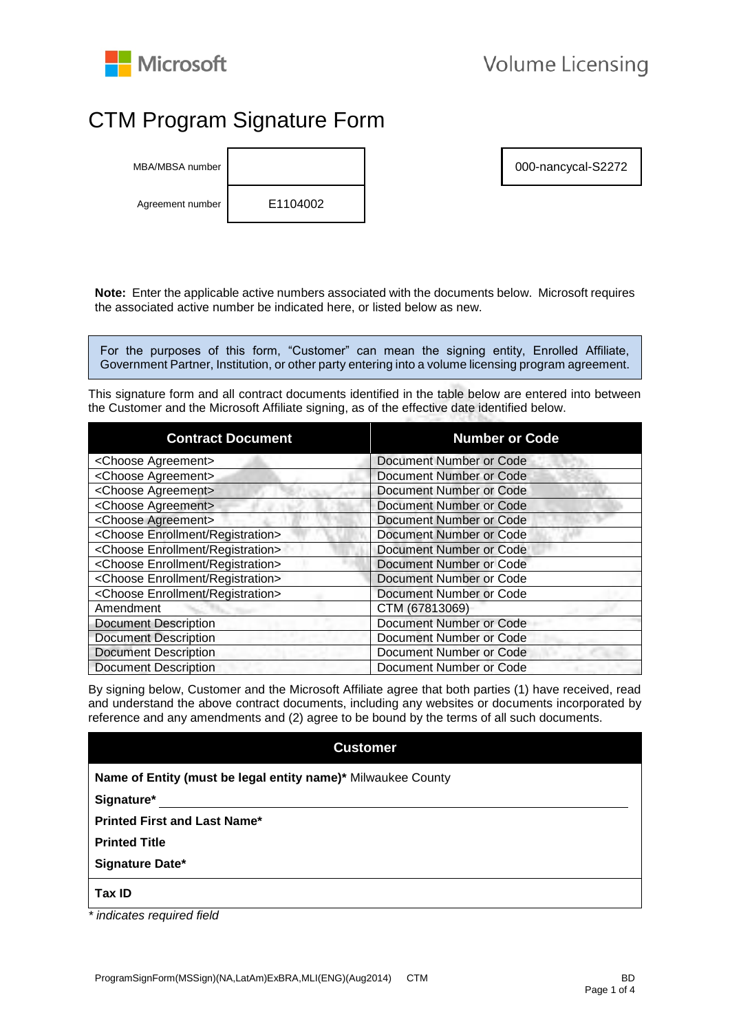Microsoft

Volume Licensing

# CTM Program Signature Form

| | |
|---|---|
| MBA/MBSA number | |
| Agreement number | E1104002 |

000-nancycal-S2272

**Note:** Enter the applicable active numbers associated with the documents below. Microsoft requires the associated active number be indicated here, or listed below as new.

For the purposes of this form, "Customer" can mean the signing entity, Enrolled Affiliate, Government Partner, Institution, or other party entering into a volume licensing program agreement.

This signature form and all contract documents identified in the table below are entered into between the Customer and the Microsoft Affiliate signing, as of the effective date identified below.

| Contract Document | Number or Code |
|---|---|
| <Choose Agreement> | Document Number or Code |
| <Choose Agreement> | Document Number or Code |
| <Choose Agreement> | Document Number or Code |
| <Choose Agreement> | Document Number or Code |
| <Choose Agreement> | Document Number or Code |
| <Choose Enrollment/Registration> | Document Number or Code |
| <Choose Enrollment/Registration> | Document Number or Code |
| <Choose Enrollment/Registration> | Document Number or Code |
| <Choose Enrollment/Registration> | Document Number or Code |
| <Choose Enrollment/Registration> | Document Number or Code |
| Amendment | CTM (67813069) |
| Document Description | Document Number or Code |
| Document Description | Document Number or Code |
| Document Description | Document Number or Code |
| Document Description | Document Number or Code |

By signing below, Customer and the Microsoft Affiliate agree that both parties (1) have received, read and understand the above contract documents, including any websites or documents incorporated by reference and any amendments and (2) agree to be bound by the terms of all such documents.

| Customer |
|---|
| **Name of Entity (must be legal entity name)*** Milwaukee County |
| **Signature*** |
| **Printed First and Last Name*** |
| **Printed Title** |
| **Signature Date*** |
| **Tax ID** |

*\* indicates required field*

ProgramSignForm(MSSign)(NA,LatAm)ExBRA,MLI(ENG)(Aug2014) CTM BD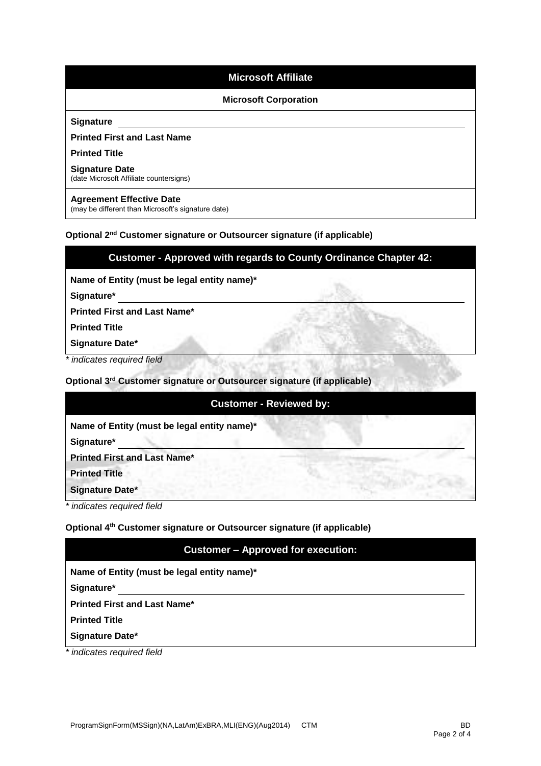| Microsoft Affiliate | |
|---|---|
| **Microsoft Corporation** | |
| **Signature** | |
| **Printed First and Last Name** | |
| **Printed Title** | |
| **Signature Date** (date Microsoft Affiliate countersigns) | |
| **Agreement Effective Date** (may be different than Microsoft's signature date) | |

**Optional 2nd Customer signature or Outsourcer signature (if applicable)**

| Customer - Approved with regards to County Ordinance Chapter 42: | |
|---|---|
| **Name of Entity (must be legal entity name)*** | |
| **Signature*** | |
| **Printed First and Last Name*** | |
| **Printed Title** | |
| **Signature Date*** | |

*\* indicates required field*

**Optional 3rd Customer signature or Outsourcer signature (if applicable)**

| Customer - Reviewed by: | |
|---|---|
| **Name of Entity (must be legal entity name)*** | |
| **Signature*** | |
| **Printed First and Last Name*** | |
| **Printed Title** | |
| **Signature Date*** | |

*\* indicates required field*

**Optional 4th Customer signature or Outsourcer signature (if applicable)**

| Customer – Approved for execution: | |
|---|---|
| **Name of Entity (must be legal entity name)*** | |
| **Signature*** | |
| **Printed First and Last Name*** | |
| **Printed Title** | |
| **Signature Date*** | |

*\* indicates required field*

ProgramSignForm(MSSign)(NA,LatAm)ExBRA,MLI(ENG)(Aug2014) CTM BD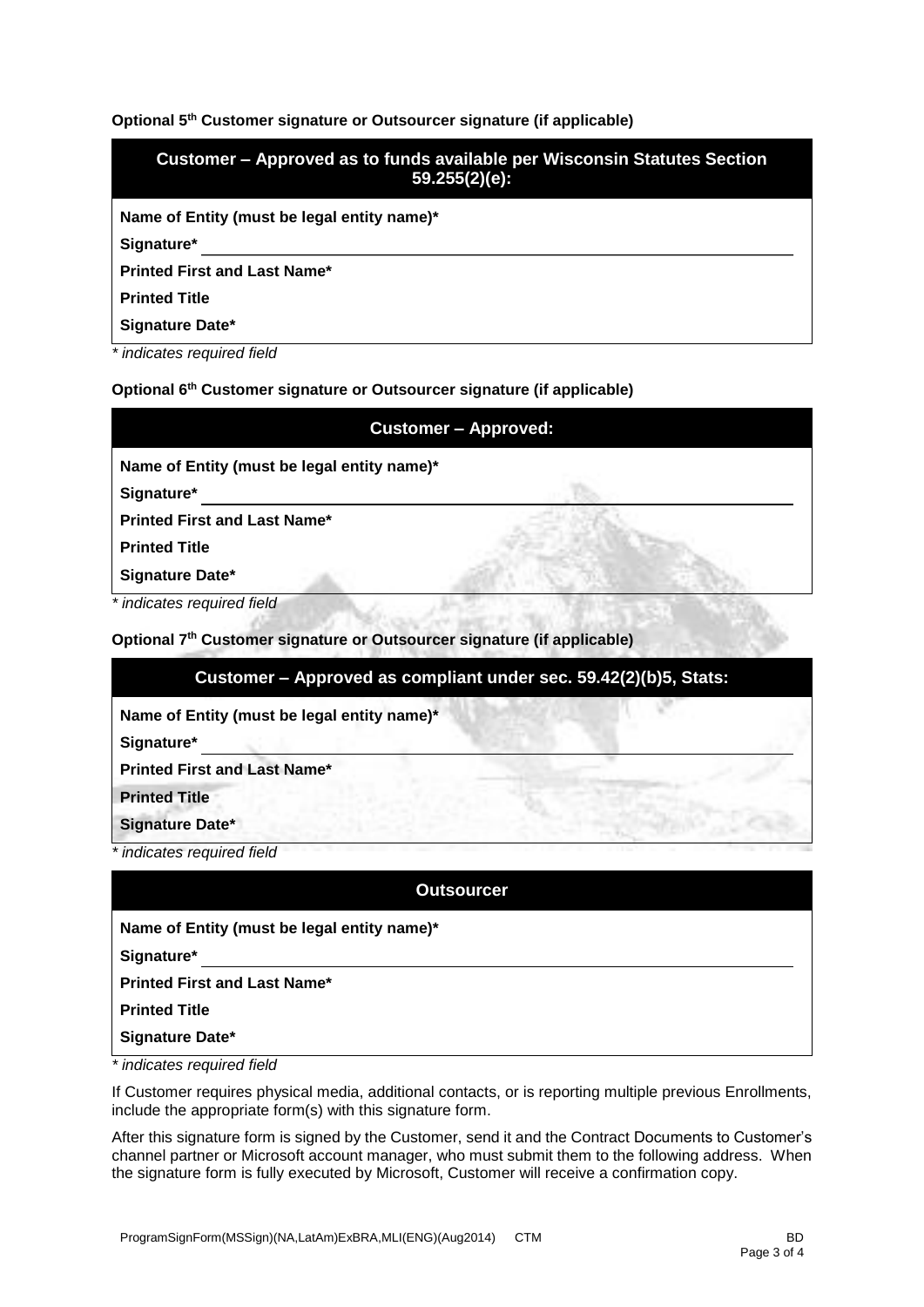**Optional 5th Customer signature or Outsourcer signature (if applicable)**

| Customer – Approved as to funds available per Wisconsin Statutes Section 59.255(2)(e): |
|---|
| **Name of Entity (must be legal entity name)*** |
| **Signature*** ______________________________ |
| **Printed First and Last Name*** |
| **Printed Title** |
| **Signature Date*** |

*\* indicates required field*

**Optional 6th Customer signature or Outsourcer signature (if applicable)**

| Customer – Approved: |
|---|
| **Name of Entity (must be legal entity name)*** |
| **Signature*** ______________________________ |
| **Printed First and Last Name*** |
| **Printed Title** |
| **Signature Date*** |

*\* indicates required field*

**Optional 7th Customer signature or Outsourcer signature (if applicable)**

| Customer – Approved as compliant under sec. 59.42(2)(b)5, Stats: |
|---|
| **Name of Entity (must be legal entity name)*** |
| **Signature*** ______________________________ |
| **Printed First and Last Name*** |
| **Printed Title** |
| **Signature Date*** |

*\* indicates required field*

| Outsourcer |
|---|
| **Name of Entity (must be legal entity name)*** |
| **Signature*** ______________________________ |
| **Printed First and Last Name*** |
| **Printed Title** |
| **Signature Date*** |

*\* indicates required field*

If Customer requires physical media, additional contacts, or is reporting multiple previous Enrollments, include the appropriate form(s) with this signature form.

After this signature form is signed by the Customer, send it and the Contract Documents to Customer's channel partner or Microsoft account manager, who must submit them to the following address. When the signature form is fully executed by Microsoft, Customer will receive a confirmation copy.

ProgramSignForm(MSSign)(NA,LatAm)ExBRA,MLI(ENG)(Aug2014) CTM BD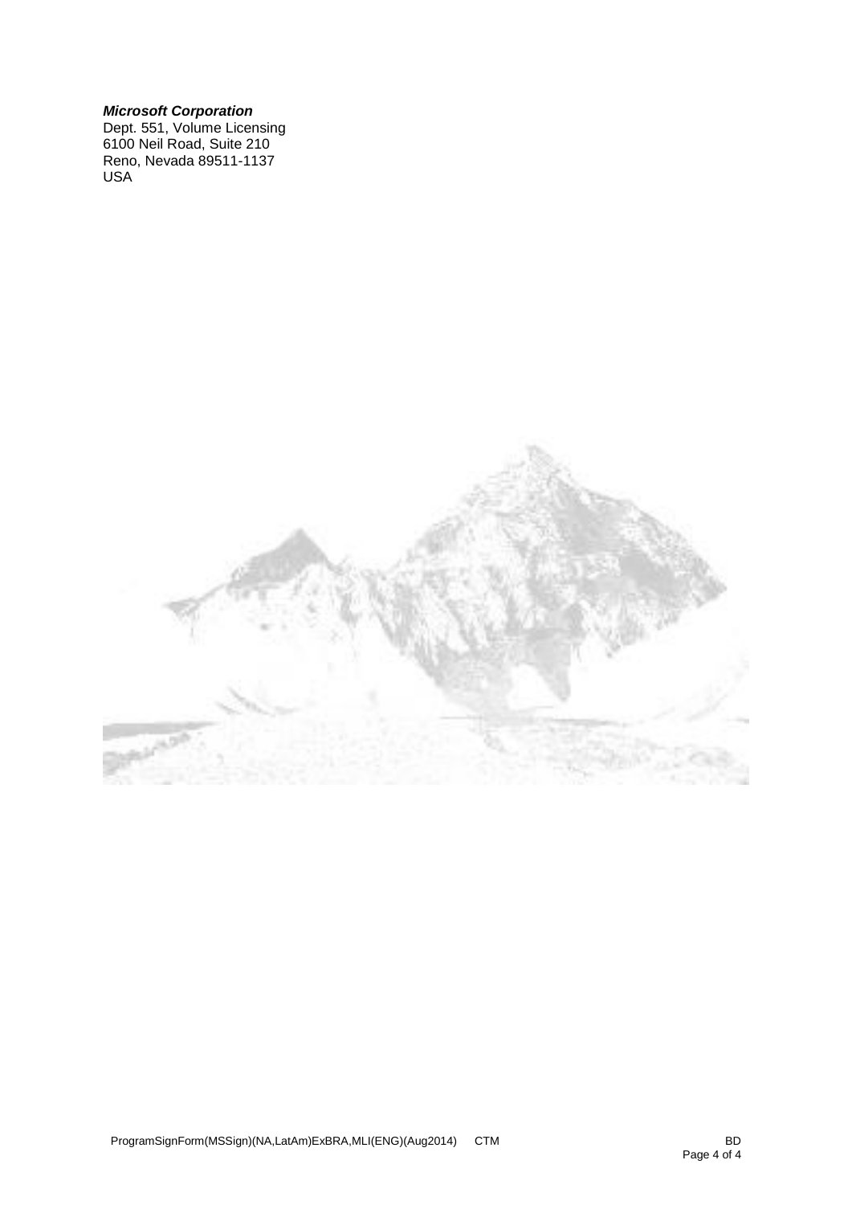***Microsoft Corporation***
Dept. 551, Volume Licensing
6100 Neil Road, Suite 210
Reno, Nevada 89511-1137
USA